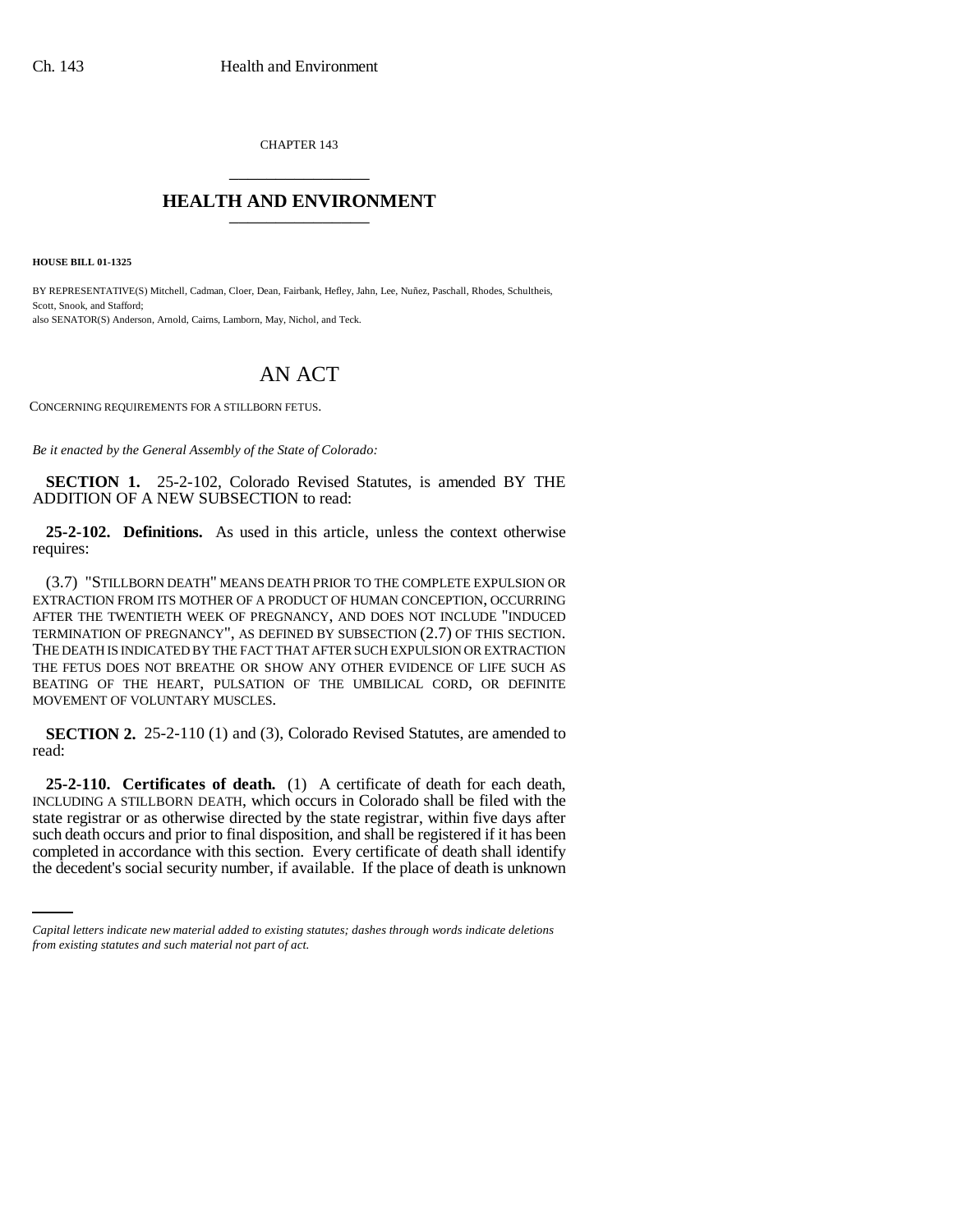CHAPTER 143

# HEALTH AND ENVIRONMENT

**HOUSE BILL 01-1325**

BY REPRESENTATIVE(S) Mitchell, Cadman, Cloer, Dean, Fairbank, Hefley, Jahn, Lee, Nuñez, Paschall, Rhodes, Schultheis, Scott, Snook, and Stafford;
also SENATOR(S) Anderson, Arnold, Cairns, Lamborn, May, Nichol, and Teck.

## AN ACT

CONCERNING REQUIREMENTS FOR A STILLBORN FETUS.

*Be it enacted by the General Assembly of the State of Colorado:*

**SECTION 1.** 25-2-102, Colorado Revised Statutes, is amended BY THE ADDITION OF A NEW SUBSECTION to read:

**25-2-102. Definitions.** As used in this article, unless the context otherwise requires:

(3.7) "STILLBORN DEATH" MEANS DEATH PRIOR TO THE COMPLETE EXPULSION OR EXTRACTION FROM ITS MOTHER OF A PRODUCT OF HUMAN CONCEPTION, OCCURRING AFTER THE TWENTIETH WEEK OF PREGNANCY, AND DOES NOT INCLUDE "INDUCED TERMINATION OF PREGNANCY", AS DEFINED BY SUBSECTION (2.7) OF THIS SECTION. THE DEATH IS INDICATED BY THE FACT THAT AFTER SUCH EXPULSION OR EXTRACTION THE FETUS DOES NOT BREATHE OR SHOW ANY OTHER EVIDENCE OF LIFE SUCH AS BEATING OF THE HEART, PULSATION OF THE UMBILICAL CORD, OR DEFINITE MOVEMENT OF VOLUNTARY MUSCLES.

**SECTION 2.** 25-2-110 (1) and (3), Colorado Revised Statutes, are amended to read:

**25-2-110. Certificates of death.** (1) A certificate of death for each death, INCLUDING A STILLBORN DEATH, which occurs in Colorado shall be filed with the state registrar or as otherwise directed by the state registrar, within five days after such death occurs and prior to final disposition, and shall be registered if it has been completed in accordance with this section. Every certificate of death shall identify the decedent's social security number, if available. If the place of death is unknown

*Capital letters indicate new material added to existing statutes; dashes through words indicate deletions from existing statutes and such material not part of act.*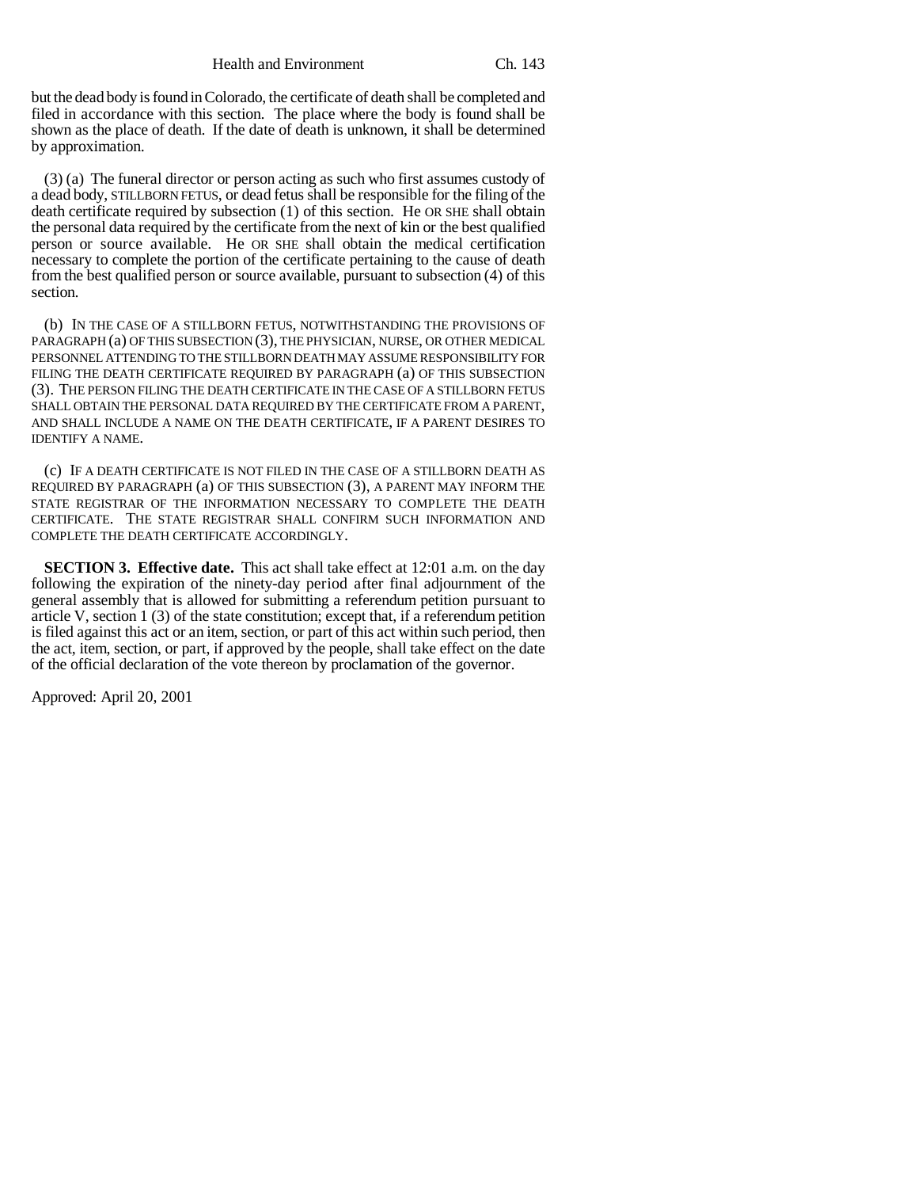but the dead body is found in Colorado, the certificate of death shall be completed and filed in accordance with this section. The place where the body is found shall be shown as the place of death. If the date of death is unknown, it shall be determined by approximation.

(3) (a) The funeral director or person acting as such who first assumes custody of a dead body, STILLBORN FETUS, or dead fetus shall be responsible for the filing of the death certificate required by subsection (1) of this section. He OR SHE shall obtain the personal data required by the certificate from the next of kin or the best qualified person or source available. He OR SHE shall obtain the medical certification necessary to complete the portion of the certificate pertaining to the cause of death from the best qualified person or source available, pursuant to subsection (4) of this section.

(b) IN THE CASE OF A STILLBORN FETUS, NOTWITHSTANDING THE PROVISIONS OF PARAGRAPH (a) OF THIS SUBSECTION (3), THE PHYSICIAN, NURSE, OR OTHER MEDICAL PERSONNEL ATTENDING TO THE STILLBORN DEATH MAY ASSUME RESPONSIBILITY FOR FILING THE DEATH CERTIFICATE REQUIRED BY PARAGRAPH (a) OF THIS SUBSECTION (3). THE PERSON FILING THE DEATH CERTIFICATE IN THE CASE OF A STILLBORN FETUS SHALL OBTAIN THE PERSONAL DATA REQUIRED BY THE CERTIFICATE FROM A PARENT, AND SHALL INCLUDE A NAME ON THE DEATH CERTIFICATE, IF A PARENT DESIRES TO IDENTIFY A NAME.

(c) IF A DEATH CERTIFICATE IS NOT FILED IN THE CASE OF A STILLBORN DEATH AS REQUIRED BY PARAGRAPH (a) OF THIS SUBSECTION (3), A PARENT MAY INFORM THE STATE REGISTRAR OF THE INFORMATION NECESSARY TO COMPLETE THE DEATH CERTIFICATE. THE STATE REGISTRAR SHALL CONFIRM SUCH INFORMATION AND COMPLETE THE DEATH CERTIFICATE ACCORDINGLY.

**SECTION 3. Effective date.** This act shall take effect at 12:01 a.m. on the day following the expiration of the ninety-day period after final adjournment of the general assembly that is allowed for submitting a referendum petition pursuant to article V, section 1 (3) of the state constitution; except that, if a referendum petition is filed against this act or an item, section, or part of this act within such period, then the act, item, section, or part, if approved by the people, shall take effect on the date of the official declaration of the vote thereon by proclamation of the governor.

Approved: April 20, 2001